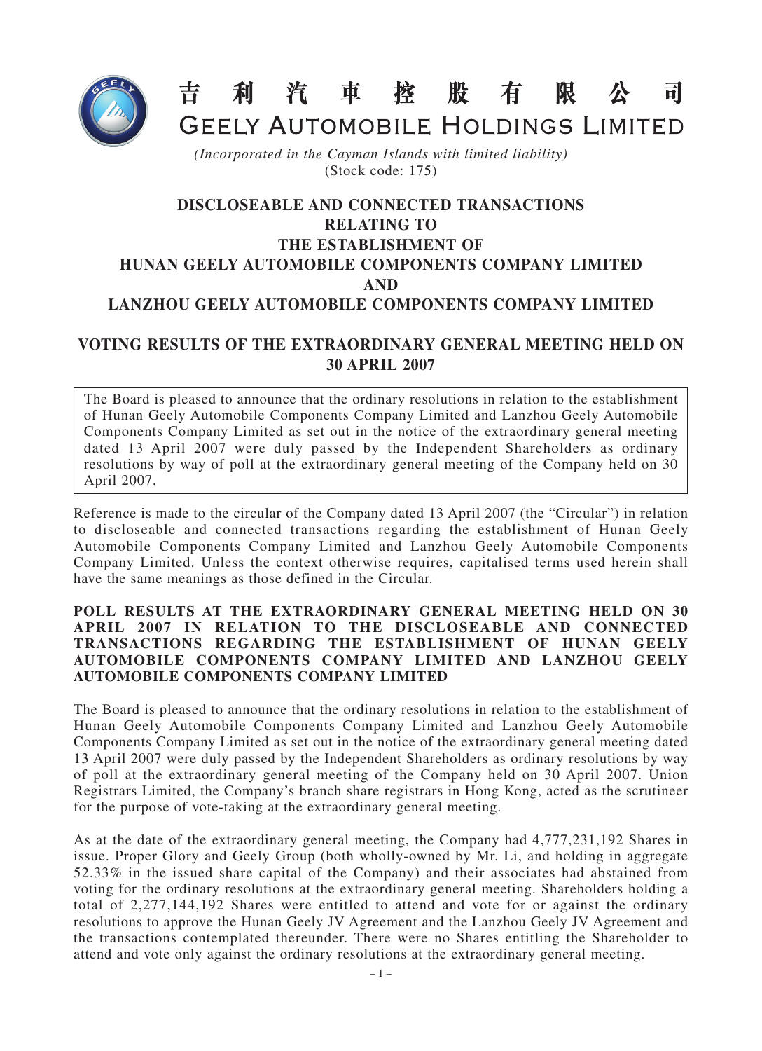# 吉利汽車控股有限公司
# GEELY AUTOMOBILE HOLDINGS LIMITED

*(Incorporated in the Cayman Islands with limited liability)*
(Stock code: 175)

## DISCLOSEABLE AND CONNECTED TRANSACTIONS RELATING TO THE ESTABLISHMENT OF HUNAN GEELY AUTOMOBILE COMPONENTS COMPANY LIMITED AND LANZHOU GEELY AUTOMOBILE COMPONENTS COMPANY LIMITED

## VOTING RESULTS OF THE EXTRAORDINARY GENERAL MEETING HELD ON 30 APRIL 2007

The Board is pleased to announce that the ordinary resolutions in relation to the establishment of Hunan Geely Automobile Components Company Limited and Lanzhou Geely Automobile Components Company Limited as set out in the notice of the extraordinary general meeting dated 13 April 2007 were duly passed by the Independent Shareholders as ordinary resolutions by way of poll at the extraordinary general meeting of the Company held on 30 April 2007.

Reference is made to the circular of the Company dated 13 April 2007 (the "Circular") in relation to discloseable and connected transactions regarding the establishment of Hunan Geely Automobile Components Company Limited and Lanzhou Geely Automobile Components Company Limited. Unless the context otherwise requires, capitalised terms used herein shall have the same meanings as those defined in the Circular.

**POLL RESULTS AT THE EXTRAORDINARY GENERAL MEETING HELD ON 30 APRIL 2007 IN RELATION TO THE DISCLOSEABLE AND CONNECTED TRANSACTIONS REGARDING THE ESTABLISHMENT OF HUNAN GEELY AUTOMOBILE COMPONENTS COMPANY LIMITED AND LANZHOU GEELY AUTOMOBILE COMPONENTS COMPANY LIMITED**

The Board is pleased to announce that the ordinary resolutions in relation to the establishment of Hunan Geely Automobile Components Company Limited and Lanzhou Geely Automobile Components Company Limited as set out in the notice of the extraordinary general meeting dated 13 April 2007 were duly passed by the Independent Shareholders as ordinary resolutions by way of poll at the extraordinary general meeting of the Company held on 30 April 2007. Union Registrars Limited, the Company's branch share registrars in Hong Kong, acted as the scrutineer for the purpose of vote-taking at the extraordinary general meeting.

As at the date of the extraordinary general meeting, the Company had 4,777,231,192 Shares in issue. Proper Glory and Geely Group (both wholly-owned by Mr. Li, and holding in aggregate 52.33% in the issued share capital of the Company) and their associates had abstained from voting for the ordinary resolutions at the extraordinary general meeting. Shareholders holding a total of 2,277,144,192 Shares were entitled to attend and vote for or against the ordinary resolutions to approve the Hunan Geely JV Agreement and the Lanzhou Geely JV Agreement and the transactions contemplated thereunder. There were no Shares entitling the Shareholder to attend and vote only against the ordinary resolutions at the extraordinary general meeting.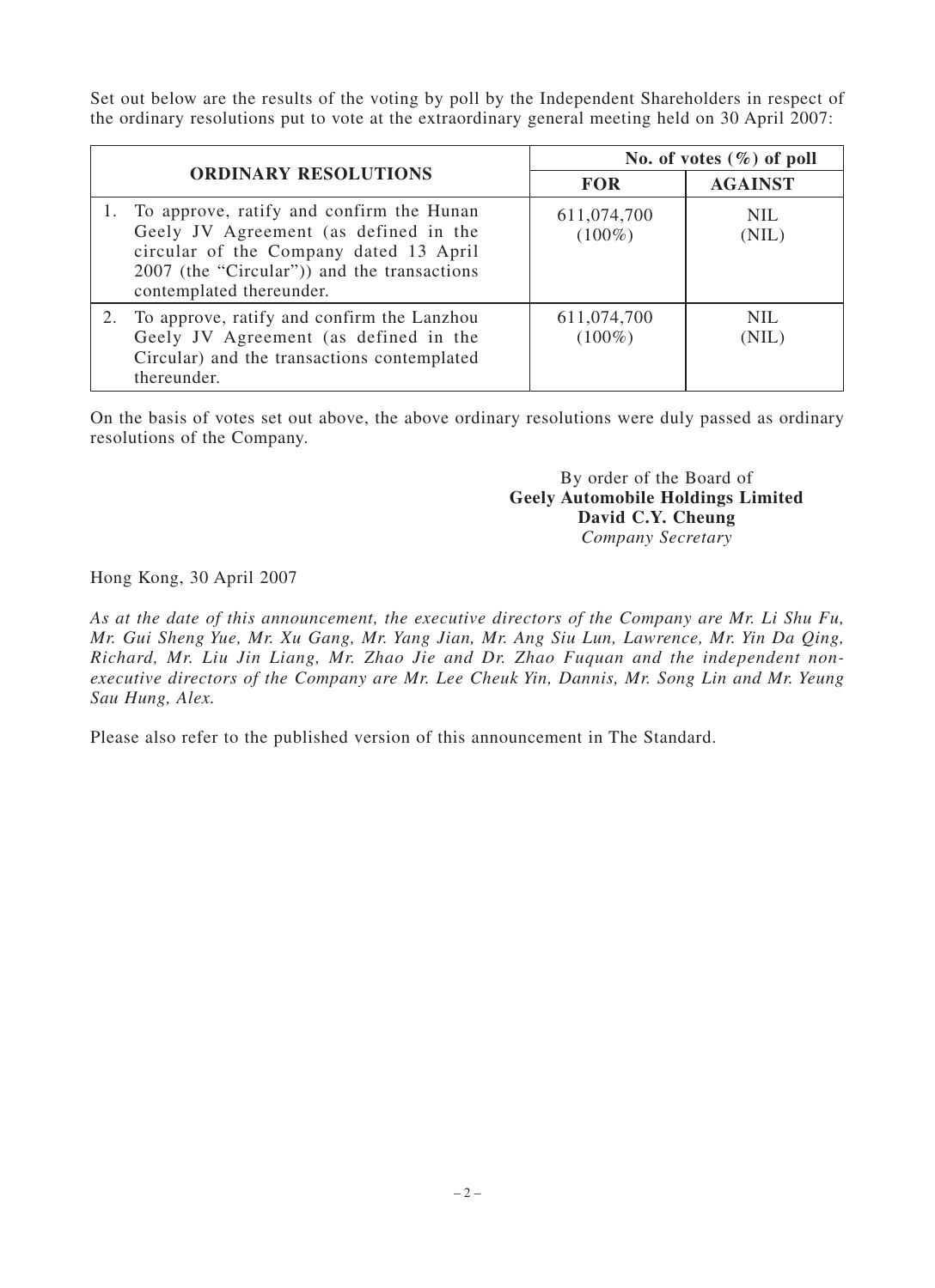Set out below are the results of the voting by poll by the Independent Shareholders in respect of the ordinary resolutions put to vote at the extraordinary general meeting held on 30 April 2007:

| ORDINARY RESOLUTIONS | No. of votes (%) of poll | |
|---|---|---|
| | **FOR** | **AGAINST** |
| 1. To approve, ratify and confirm the Hunan Geely JV Agreement (as defined in the circular of the Company dated 13 April 2007 (the "Circular")) and the transactions contemplated thereunder. | 611,074,700 (100%) | NIL (NIL) |
| 2. To approve, ratify and confirm the Lanzhou Geely JV Agreement (as defined in the Circular) and the transactions contemplated thereunder. | 611,074,700 (100%) | NIL (NIL) |

On the basis of votes set out above, the above ordinary resolutions were duly passed as ordinary resolutions of the Company.

By order of the Board of
**Geely Automobile Holdings Limited**
**David C.Y. Cheung**
*Company Secretary*

Hong Kong, 30 April 2007

*As at the date of this announcement, the executive directors of the Company are Mr. Li Shu Fu, Mr. Gui Sheng Yue, Mr. Xu Gang, Mr. Yang Jian, Mr. Ang Siu Lun, Lawrence, Mr. Yin Da Qing, Richard, Mr. Liu Jin Liang, Mr. Zhao Jie and Dr. Zhao Fuquan and the independent non-executive directors of the Company are Mr. Lee Cheuk Yin, Dannis, Mr. Song Lin and Mr. Yeung Sau Hung, Alex.*

Please also refer to the published version of this announcement in The Standard.